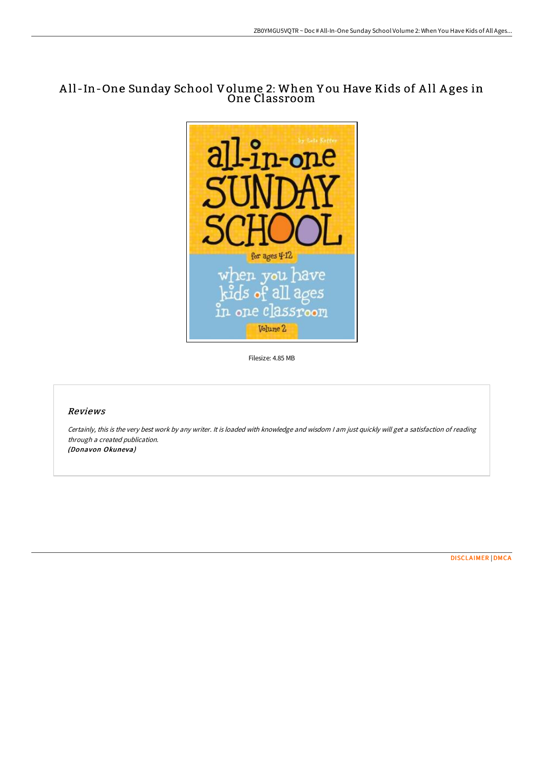# All-In-One Sunday School Volume 2: When You Have Kids of All Ages in One Classroom

Filesize: 4.85 MB

## Reviews

*Certainly, this is the very best work by any writer. It is loaded with knowledge and wisdom I am just quickly will get a satisfaction of reading through a created publication.*
***(Donavon Okuneva)***

DISCLAIMER | DMCA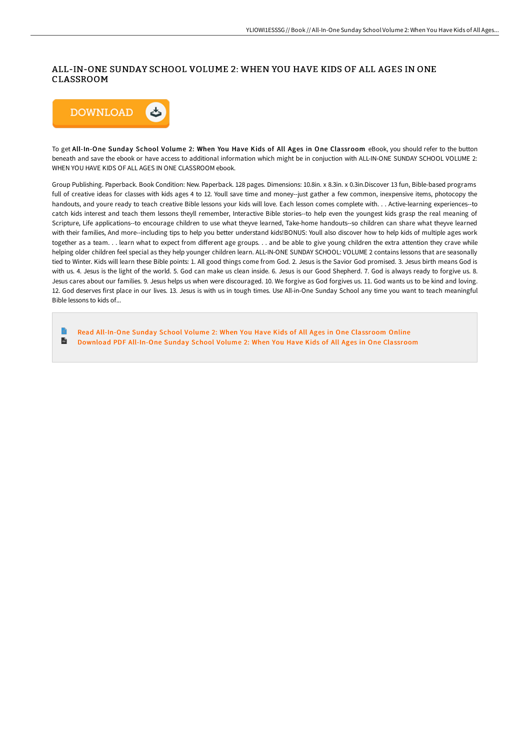## ALL-IN-ONE SUNDAY SCHOOL VOLUME 2: WHEN YOU HAVE KIDS OF ALL AGES IN ONE CLASSROOM

DOWNLOAD

To get **All-In-One Sunday School Volume 2: When You Have Kids of All Ages in One Classroom** eBook, you should refer to the button beneath and save the ebook or have access to additional information which might be in conjuction with ALL-IN-ONE SUNDAY SCHOOL VOLUME 2: WHEN YOU HAVE KIDS OF ALL AGES IN ONE CLASSROOM ebook.

Group Publishing. Paperback. Book Condition: New. Paperback. 128 pages. Dimensions: 10.8in. x 8.3in. x 0.3in.Discover 13 fun, Bible-based programs full of creative ideas for classes with kids ages 4 to 12. Youll save time and money--just gather a few common, inexpensive items, photocopy the handouts, and youre ready to teach creative Bible lessons your kids will love. Each lesson comes complete with. . . Active-learning experiences--to catch kids interest and teach them lessons theyll remember, Interactive Bible stories--to help even the youngest kids grasp the real meaning of Scripture, Life applications--to encourage children to use what theyve learned, Take-home handouts--so children can share what theyve learned with their families, And more--including tips to help you better understand kids!BONUS: Youll also discover how to help kids of multiple ages work together as a team. . . learn what to expect from different age groups. . . and be able to give young children the extra attention they crave while helping older children feel special as they help younger children learn. ALL-IN-ONE SUNDAY SCHOOL: VOLUME 2 contains lessons that are seasonally tied to Winter. Kids will learn these Bible points: 1. All good things come from God. 2. Jesus is the Savior God promised. 3. Jesus birth means God is with us. 4. Jesus is the light of the world. 5. God can make us clean inside. 6. Jesus is our Good Shepherd. 7. God is always ready to forgive us. 8. Jesus cares about our families. 9. Jesus helps us when were discouraged. 10. We forgive as God forgives us. 11. God wants us to be kind and loving. 12. God deserves first place in our lives. 13. Jesus is with us in tough times. Use All-in-One Sunday School any time you want to teach meaningful Bible lessons to kids of...

- Read All-In-One Sunday School Volume 2: When You Have Kids of All Ages in One Classroom Online
- Download PDF All-In-One Sunday School Volume 2: When You Have Kids of All Ages in One Classroom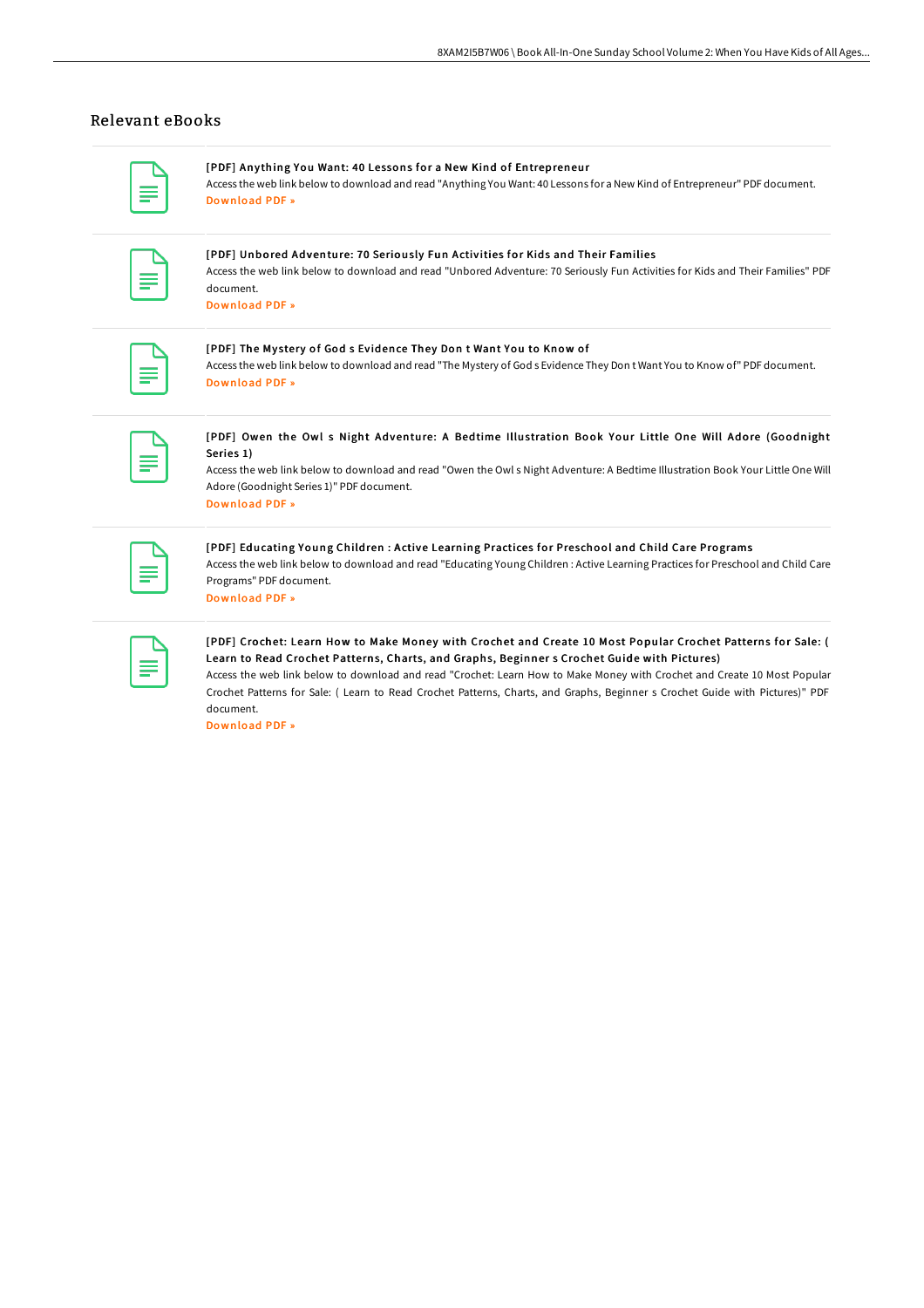## Relevant eBooks

[PDF] Anything You Want: 40 Lessons for a New Kind of Entrepreneur

Access the web link below to download and read "Anything You Want: 40 Lessons for a New Kind of Entrepreneur" PDF document.

Download PDF »

[PDF] Unbored Adventure: 70 Seriously Fun Activities for Kids and Their Families

Access the web link below to download and read "Unbored Adventure: 70 Seriously Fun Activities for Kids and Their Families" PDF document.

Download PDF »

[PDF] The Mystery of God s Evidence They Don t Want You to Know of

Access the web link below to download and read "The Mystery of God s Evidence They Don t Want You to Know of" PDF document.

Download PDF »

[PDF] Owen the Owl s Night Adventure: A Bedtime Illustration Book Your Little One Will Adore (Goodnight Series 1)

Access the web link below to download and read "Owen the Owl s Night Adventure: A Bedtime Illustration Book Your Little One Will Adore (Goodnight Series 1)" PDF document.

Download PDF »

[PDF] Educating Young Children : Active Learning Practices for Preschool and Child Care Programs

Access the web link below to download and read "Educating Young Children : Active Learning Practices for Preschool and Child Care Programs" PDF document.

Download PDF »

[PDF] Crochet: Learn How to Make Money with Crochet and Create 10 Most Popular Crochet Patterns for Sale: ( Learn to Read Crochet Patterns, Charts, and Graphs, Beginner s Crochet Guide with Pictures)

Access the web link below to download and read "Crochet: Learn How to Make Money with Crochet and Create 10 Most Popular Crochet Patterns for Sale: ( Learn to Read Crochet Patterns, Charts, and Graphs, Beginner s Crochet Guide with Pictures)" PDF document.

Download PDF »